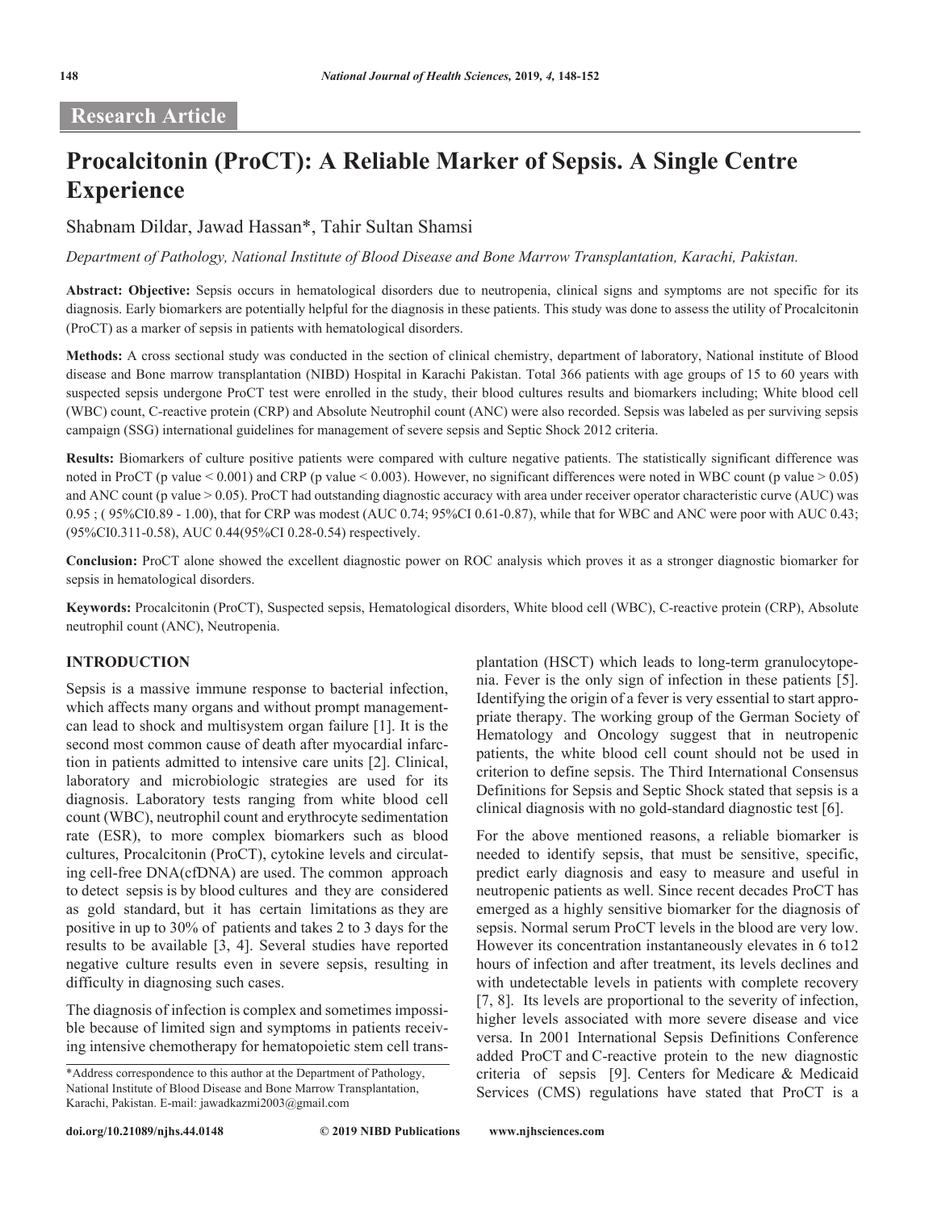**Research Article**

# Procalcitonin (ProCT): A Reliable Marker of Sepsis. A Single Centre Experience

Shabnam Dildar, Jawad Hassan*, Tahir Sultan Shamsi

*Department of Pathology, National Institute of Blood Disease and Bone Marrow Transplantation, Karachi, Pakistan.*

**Abstract: Objective:** Sepsis occurs in hematological disorders due to neutropenia, clinical signs and symptoms are not specific for its diagnosis. Early biomarkers are potentially helpful for the diagnosis in these patients. This study was done to assess the utility of Procalcitonin (ProCT) as a marker of sepsis in patients with hematological disorders.

**Methods:** A cross sectional study was conducted in the section of clinical chemistry, department of laboratory, National institute of Blood disease and Bone marrow transplantation (NIBD) Hospital in Karachi Pakistan. Total 366 patients with age groups of 15 to 60 years with suspected sepsis undergone ProCT test were enrolled in the study, their blood cultures results and biomarkers including; White blood cell (WBC) count, C-reactive protein (CRP) and Absolute Neutrophil count (ANC) were also recorded. Sepsis was labeled as per surviving sepsis campaign (SSG) international guidelines for management of severe sepsis and Septic Shock 2012 criteria.

**Results:** Biomarkers of culture positive patients were compared with culture negative patients. The statistically significant difference was noted in ProCT (p value < 0.001) and CRP (p value < 0.003). However, no significant differences were noted in WBC count (p value > 0.05) and ANC count (p value > 0.05). ProCT had outstanding diagnostic accuracy with area under receiver operator characteristic curve (AUC) was 0.95 ; ( 95%CI0.89 - 1.00), that for CRP was modest (AUC 0.74; 95%CI 0.61-0.87), while that for WBC and ANC were poor with AUC 0.43; (95%CI0.311-0.58), AUC 0.44(95%CI 0.28-0.54) respectively.

**Conclusion:** ProCT alone showed the excellent diagnostic power on ROC analysis which proves it as a stronger diagnostic biomarker for sepsis in hematological disorders.

**Keywords:** Procalcitonin (ProCT), Suspected sepsis, Hematological disorders, White blood cell (WBC), C-reactive protein (CRP), Absolute neutrophil count (ANC), Neutropenia.

## INTRODUCTION

Sepsis is a massive immune response to bacterial infection, which affects many organs and without prompt managementcan lead to shock and multisystem organ failure [1]. It is the second most common cause of death after myocardial infarction in patients admitted to intensive care units [2]. Clinical, laboratory and microbiologic strategies are used for its diagnosis. Laboratory tests ranging from white blood cell count (WBC), neutrophil count and erythrocyte sedimentation rate (ESR), to more complex biomarkers such as blood cultures, Procalcitonin (ProCT), cytokine levels and circulating cell-free DNA(cfDNA) are used. The common approach to detect sepsis is by blood cultures and they are considered as gold standard, but it has certain limitations as they are positive in up to 30% of patients and takes 2 to 3 days for the results to be available [3, 4]. Several studies have reported negative culture results even in severe sepsis, resulting in difficulty in diagnosing such cases.

The diagnosis of infection is complex and sometimes impossible because of limited sign and symptoms in patients receiving intensive chemotherapy for hematopoietic stem cell transplantation (HSCT) which leads to long-term granulocytopenia. Fever is the only sign of infection in these patients [5]. Identifying the origin of a fever is very essential to start appropriate therapy. The working group of the German Society of Hematology and Oncology suggest that in neutropenic patients, the white blood cell count should not be used in criterion to define sepsis. The Third International Consensus Definitions for Sepsis and Septic Shock stated that sepsis is a clinical diagnosis with no gold-standard diagnostic test [6].

For the above mentioned reasons, a reliable biomarker is needed to identify sepsis, that must be sensitive, specific, predict early diagnosis and easy to measure and useful in neutropenic patients as well. Since recent decades ProCT has emerged as a highly sensitive biomarker for the diagnosis of sepsis. Normal serum ProCT levels in the blood are very low. However its concentration instantaneously elevates in 6 to12 hours of infection and after treatment, its levels declines and with undetectable levels in patients with complete recovery [7, 8]. Its levels are proportional to the severity of infection, higher levels associated with more severe disease and vice versa. In 2001 International Sepsis Definitions Conference added ProCT and C-reactive protein to the new diagnostic criteria of sepsis [9]. Centers for Medicare & Medicaid Services (CMS) regulations have stated that ProCT is a

*Address correspondence to this author at the Department of Pathology, National Institute of Blood Disease and Bone Marrow Transplantation, Karachi, Pakistan. E-mail: jawadkazmi2003@gmail.com

doi.org/10.21089/njhs.44.0148 © 2019 NIBD Publications www.njhsciences.com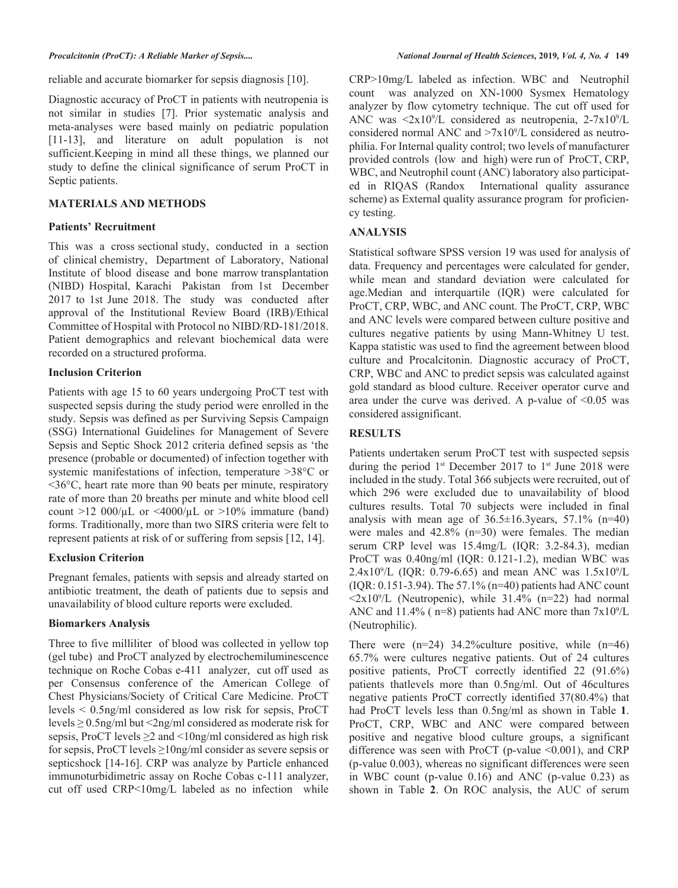reliable and accurate biomarker for sepsis diagnosis [10].

Diagnostic accuracy of ProCT in patients with neutropenia is not similar in studies [7]. Prior systematic analysis and meta-analyses were based mainly on pediatric population [11-13], and literature on adult population is not sufficient.Keeping in mind all these things, we planned our study to define the clinical significance of serum ProCT in Septic patients.

## MATERIALS AND METHODS

### Patients' Recruitment

This was a cross sectional study, conducted in a section of clinical chemistry, Department of Laboratory, National Institute of blood disease and bone marrow transplantation (NIBD) Hospital, Karachi Pakistan from 1st December 2017 to 1st June 2018. The study was conducted after approval of the Institutional Review Board (IRB)/Ethical Committee of Hospital with Protocol no NIBD/RD-181/2018. Patient demographics and relevant biochemical data were recorded on a structured proforma.

### Inclusion Criterion

Patients with age 15 to 60 years undergoing ProCT test with suspected sepsis during the study period were enrolled in the study. Sepsis was defined as per Surviving Sepsis Campaign (SSG) International Guidelines for Management of Severe Sepsis and Septic Shock 2012 criteria defined sepsis as 'the presence (probable or documented) of infection together with systemic manifestations of infection, temperature >38°C or <36°C, heart rate more than 90 beats per minute, respiratory rate of more than 20 breaths per minute and white blood cell count >12 000/µL or <4000/µL or >10% immature (band) forms. Traditionally, more than two SIRS criteria were felt to represent patients at risk of or suffering from sepsis [12, 14].

### Exclusion Criterion

Pregnant females, patients with sepsis and already started on antibiotic treatment, the death of patients due to sepsis and unavailability of blood culture reports were excluded.

### Biomarkers Analysis

Three to five milliliter of blood was collected in yellow top (gel tube) and ProCT analyzed by electrochemiluminescence technique on Roche Cobas e-411 analyzer, cut off used as per Consensus conference of the American College of Chest Physicians/Society of Critical Care Medicine. ProCT levels < 0.5ng/ml considered as low risk for sepsis, ProCT levels ≥ 0.5ng/ml but <2ng/ml considered as moderate risk for sepsis, ProCT levels ≥2 and <10ng/ml considered as high risk for sepsis, ProCT levels ≥10ng/ml consider as severe sepsis or septicshock [14-16]. CRP was analyze by Particle enhanced immunoturbidimetric assay on Roche Cobas c-111 analyzer, cut off used CRP<10mg/L labeled as no infection while CRP>10mg/L labeled as infection. WBC and Neutrophil count was analyzed on XN-1000 Sysmex Hematology analyzer by flow cytometry technique. The cut off used for ANC was $<2x10^9$/L considered as neutropenia, $2\text{-}7x10^9$/L considered normal ANC and $>7x10^9$/L considered as neutrophilia. For Internal quality control; two levels of manufacturer provided controls (low and high) were run of ProCT, CRP, WBC, and Neutrophil count (ANC) laboratory also participated in RIQAS (Randox International quality assurance scheme) as External quality assurance program for proficiency testing.

## ANALYSIS

Statistical software SPSS version 19 was used for analysis of data. Frequency and percentages were calculated for gender, while mean and standard deviation were calculated for age.Median and interquartile (IQR) were calculated for ProCT, CRP, WBC, and ANC count. The ProCT, CRP, WBC and ANC levels were compared between culture positive and cultures negative patients by using Mann-Whitney U test. Kappa statistic was used to find the agreement between blood culture and Procalcitonin. Diagnostic accuracy of ProCT, CRP, WBC and ANC to predict sepsis was calculated against gold standard as blood culture. Receiver operator curve and area under the curve was derived. A p-value of <0.05 was considered assignificant.

## RESULTS

Patients undertaken serum ProCT test with suspected sepsis during the period 1st December 2017 to 1st June 2018 were included in the study. Total 366 subjects were recruited, out of which 296 were excluded due to unavailability of blood cultures results. Total 70 subjects were included in final analysis with mean age of 36.5±16.3years, 57.1% (n=40) were males and 42.8% (n=30) were females. The median serum CRP level was 15.4mg/L (IQR: 3.2-84.3), median ProCT was 0.40ng/ml (IQR: 0.121-1.2), median WBC was $2.4x10^9$/L (IQR: 0.79-6.65) and mean ANC was $1.5x10^9$/L (IQR: 0.151-3.94). The 57.1% (n=40) patients had ANC count $<2x10^9$/L (Neutropenic), while 31.4% (n=22) had normal ANC and 11.4% ( n=8) patients had ANC more than $7x10^9$/L (Neutrophilic).

There were (n=24) 34.2%culture positive, while (n=46) 65.7% were cultures negative patients. Out of 24 cultures positive patients, ProCT correctly identified 22 (91.6%) patients thatlevels more than 0.5ng/ml. Out of 46cultures negative patients ProCT correctly identified 37(80.4%) that had ProCT levels less than 0.5ng/ml as shown in Table **1**. ProCT, CRP, WBC and ANC were compared between positive and negative blood culture groups, a significant difference was seen with ProCT (p-value <0.001), and CRP (p-value 0.003), whereas no significant differences were seen in WBC count (p-value 0.16) and ANC (p-value 0.23) as shown in Table **2**. On ROC analysis, the AUC of serum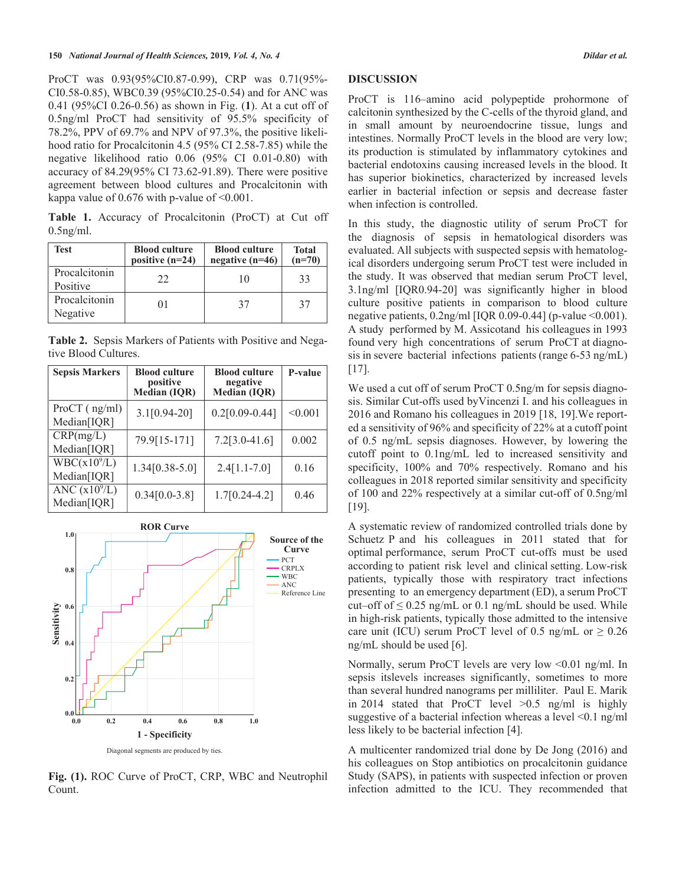ProCT was 0.93(95%CI0.87-0.99), CRP was 0.71(95%-CI0.58-0.85), WBC0.39 (95%CI0.25-0.54) and for ANC was 0.41 (95%CI 0.26-0.56) as shown in Fig. (**1**). At a cut off of 0.5ng/ml ProCT had sensitivity of 95.5% specificity of 78.2%, PPV of 69.7% and NPV of 97.3%, the positive likelihood ratio for Procalcitonin 4.5 (95% CI 2.58-7.85) while the negative likelihood ratio 0.06 (95% CI 0.01-0.80) with accuracy of 84.29(95% CI 73.62-91.89). There were positive agreement between blood cultures and Procalcitonin with kappa value of 0.676 with p-value of <0.001.

**Table 1.** Accuracy of Procalcitonin (ProCT) at Cut off 0.5ng/ml.

| Test | Blood culture positive (n=24) | Blood culture negative (n=46) | Total (n=70) |
|---|---|---|---|
| Procalcitonin Positive | 22 | 10 | 33 |
| Procalcitonin Negative | 01 | 37 | 37 |

**Table 2.** Sepsis Markers of Patients with Positive and Negative Blood Cultures.

| Sepsis Markers | Blood culture positive Median (IQR) | Blood culture negative Median (IQR) | P-value |
|---|---|---|---|
| ProCT ( ng/ml) Median[IQR] | 3.1[0.94-20] | 0.2[0.09-0.44] | <0.001 |
| CRP(mg/L) Median[IQR] | 79.9[15-171] | 7.2[3.0-41.6] | 0.002 |
| WBC($x10^9$/L) Median[IQR] | 1.34[0.38-5.0] | 2.4[1.1-7.0] | 0.16 |
| ANC ($x10^9$/L) Median[IQR] | 0.34[0.0-3.8] | 1.7[0.24-4.2] | 0.46 |

Diagonal segments are produced by ties.

**Fig. (1).** ROC Curve of ProCT, CRP, WBC and Neutrophil Count.

## DISCUSSION

ProCT is 116–amino acid polypeptide prohormone of calcitonin synthesized by the C-cells of the thyroid gland, and in small amount by neuroendocrine tissue, lungs and intestines. Normally ProCT levels in the blood are very low; its production is stimulated by inflammatory cytokines and bacterial endotoxins causing increased levels in the blood. It has superior biokinetics, characterized by increased levels earlier in bacterial infection or sepsis and decrease faster when infection is controlled.

In this study, the diagnostic utility of serum ProCT for the diagnosis of sepsis in hematological disorders was evaluated. All subjects with suspected sepsis with hematological disorders undergoing serum ProCT test were included in the study. It was observed that median serum ProCT level, 3.1ng/ml [IQR0.94-20] was significantly higher in blood culture positive patients in comparison to blood culture negative patients, 0.2ng/ml [IQR 0.09-0.44] (p-value <0.001). A study performed by M. Assicotand his colleagues in 1993 found very high concentrations of serum ProCT at diagnosis in severe bacterial infections patients (range 6-53 ng/mL) [17].

We used a cut off of serum ProCT 0.5ng/m for sepsis diagnosis. Similar Cut-offs used byVincenzi I. and his colleagues in 2016 and Romano his colleagues in 2019 [18, 19].We reported a sensitivity of 96% and specificity of 22% at a cutoff point of 0.5 ng/mL sepsis diagnoses. However, by lowering the cutoff point to 0.1ng/mL led to increased sensitivity and specificity, 100% and 70% respectively. Romano and his colleagues in 2018 reported similar sensitivity and specificity of 100 and 22% respectively at a similar cut-off of 0.5ng/ml [19].

A systematic review of randomized controlled trials done by Schuetz P and his colleagues in 2011 stated that for optimal performance, serum ProCT cut-offs must be used according to patient risk level and clinical setting. Low-risk patients, typically those with respiratory tract infections presenting to an emergency department (ED), a serum ProCT cut–off of ≤ 0.25 ng/mL or 0.1 ng/mL should be used. While in high-risk patients, typically those admitted to the intensive care unit (ICU) serum ProCT level of 0.5 ng/mL or ≥ 0.26 ng/mL should be used [6].

Normally, serum ProCT levels are very low <0.01 ng/ml. In sepsis itslevels increases significantly, sometimes to more than several hundred nanograms per milliliter. Paul E. Marik in 2014 stated that ProCT level >0.5 ng/ml is highly suggestive of a bacterial infection whereas a level <0.1 ng/ml less likely to be bacterial infection [4].

A multicenter randomized trial done by De Jong (2016) and his colleagues on Stop antibiotics on procalcitonin guidance Study (SAPS), in patients with suspected infection or proven infection admitted to the ICU. They recommended that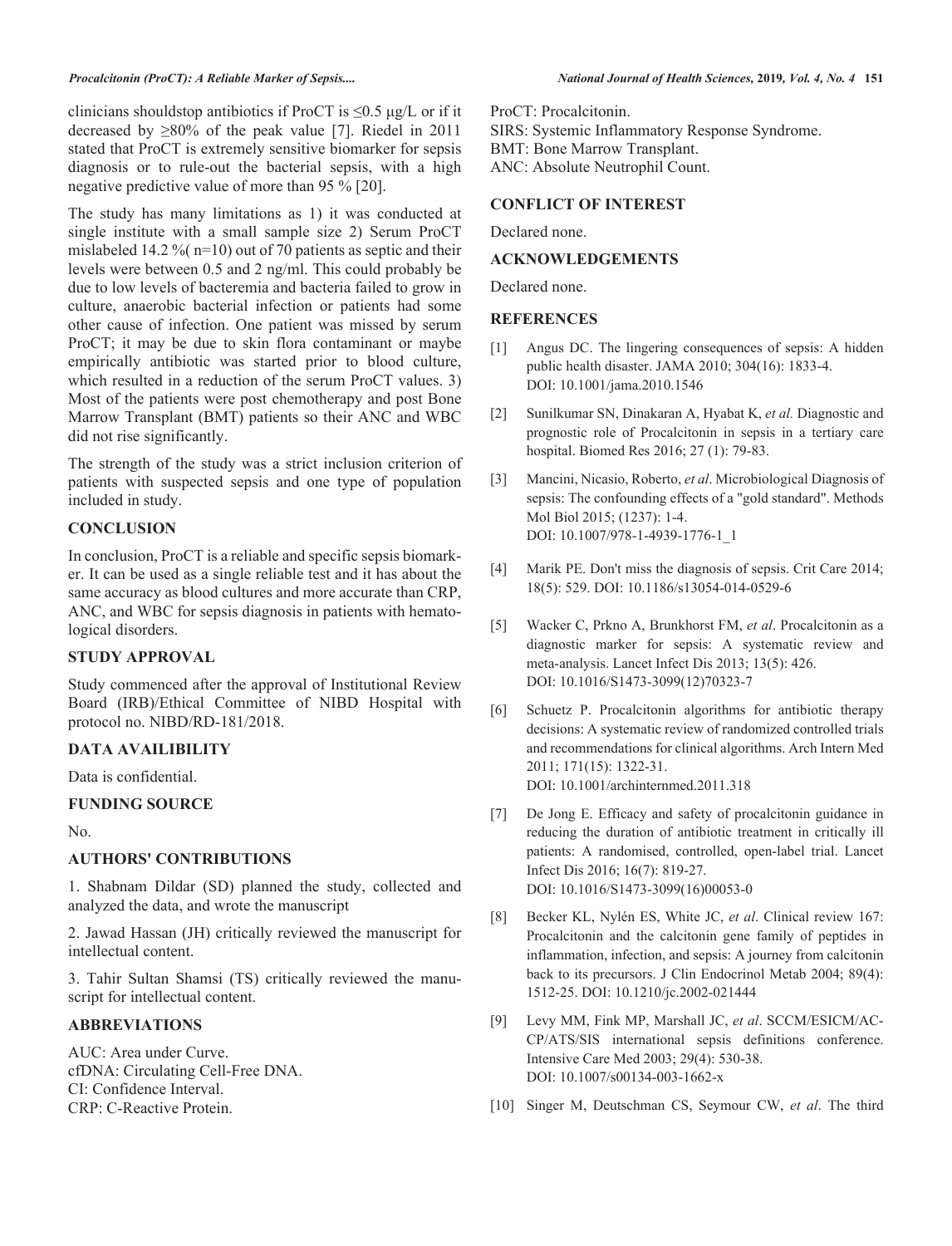clinicians shouldstop antibiotics if ProCT is ≤0.5 μg/L or if it decreased by ≥80% of the peak value [7]. Riedel in 2011 stated that ProCT is extremely sensitive biomarker for sepsis diagnosis or to rule-out the bacterial sepsis, with a high negative predictive value of more than 95 % [20].

The study has many limitations as 1) it was conducted at single institute with a small sample size 2) Serum ProCT mislabeled 14.2 %( n=10) out of 70 patients as septic and their levels were between 0.5 and 2 ng/ml. This could probably be due to low levels of bacteremia and bacteria failed to grow in culture, anaerobic bacterial infection or patients had some other cause of infection. One patient was missed by serum ProCT; it may be due to skin flora contaminant or maybe empirically antibiotic was started prior to blood culture, which resulted in a reduction of the serum ProCT values. 3) Most of the patients were post chemotherapy and post Bone Marrow Transplant (BMT) patients so their ANC and WBC did not rise significantly.

The strength of the study was a strict inclusion criterion of patients with suspected sepsis and one type of population included in study.

## CONCLUSION

In conclusion, ProCT is a reliable and specific sepsis biomarker. It can be used as a single reliable test and it has about the same accuracy as blood cultures and more accurate than CRP, ANC, and WBC for sepsis diagnosis in patients with hematological disorders.

## STUDY APPROVAL

Study commenced after the approval of Institutional Review Board (IRB)/Ethical Committee of NIBD Hospital with protocol no. NIBD/RD-181/2018.

## DATA AVAILIBILITY

Data is confidential.

## FUNDING SOURCE

No.

## AUTHORS' CONTRIBUTIONS

1. Shabnam Dildar (SD) planned the study, collected and analyzed the data, and wrote the manuscript

2. Jawad Hassan (JH) critically reviewed the manuscript for intellectual content.

3. Tahir Sultan Shamsi (TS) critically reviewed the manuscript for intellectual content.

## ABBREVIATIONS

AUC: Area under Curve.
cfDNA: Circulating Cell-Free DNA.
CI: Confidence Interval.
CRP: C-Reactive Protein.
ProCT: Procalcitonin.
SIRS: Systemic Inflammatory Response Syndrome.
BMT: Bone Marrow Transplant.
ANC: Absolute Neutrophil Count.

## CONFLICT OF INTEREST

Declared none.

## ACKNOWLEDGEMENTS

Declared none.

## REFERENCES

[1] Angus DC. The lingering consequences of sepsis: A hidden public health disaster. JAMA 2010; 304(16): 1833-4. DOI: 10.1001/jama.2010.1546

[2] Sunilkumar SN, Dinakaran A, Hyabat K, *et al.* Diagnostic and prognostic role of Procalcitonin in sepsis in a tertiary care hospital. Biomed Res 2016; 27 (1): 79-83.

[3] Mancini, Nicasio, Roberto, *et al*. Microbiological Diagnosis of sepsis: The confounding effects of a "gold standard". Methods Mol Biol 2015; (1237): 1-4. DOI: 10.1007/978-1-4939-1776-1_1

[4] Marik PE. Don't miss the diagnosis of sepsis. Crit Care 2014; 18(5): 529. DOI: 10.1186/s13054-014-0529-6

[5] Wacker C, Prkno A, Brunkhorst FM, *et al*. Procalcitonin as a diagnostic marker for sepsis: A systematic review and meta-analysis. Lancet Infect Dis 2013; 13(5): 426. DOI: 10.1016/S1473-3099(12)70323-7

[6] Schuetz P. Procalcitonin algorithms for antibiotic therapy decisions: A systematic review of randomized controlled trials and recommendations for clinical algorithms. Arch Intern Med 2011; 171(15): 1322-31. DOI: 10.1001/archinternmed.2011.318

[7] De Jong E. Efficacy and safety of procalcitonin guidance in reducing the duration of antibiotic treatment in critically ill patients: A randomised, controlled, open-label trial. Lancet Infect Dis 2016; 16(7): 819-27. DOI: 10.1016/S1473-3099(16)00053-0

[8] Becker KL, Nylén ES, White JC, *et al*. Clinical review 167: Procalcitonin and the calcitonin gene family of peptides in inflammation, infection, and sepsis: A journey from calcitonin back to its precursors. J Clin Endocrinol Metab 2004; 89(4): 1512-25. DOI: 10.1210/jc.2002-021444

[9] Levy MM, Fink MP, Marshall JC, *et al*. SCCM/ESICM/ACCP/ATS/SIS international sepsis definitions conference. Intensive Care Med 2003; 29(4): 530-38. DOI: 10.1007/s00134-003-1662-x

[10] Singer M, Deutschman CS, Seymour CW, *et al*. The third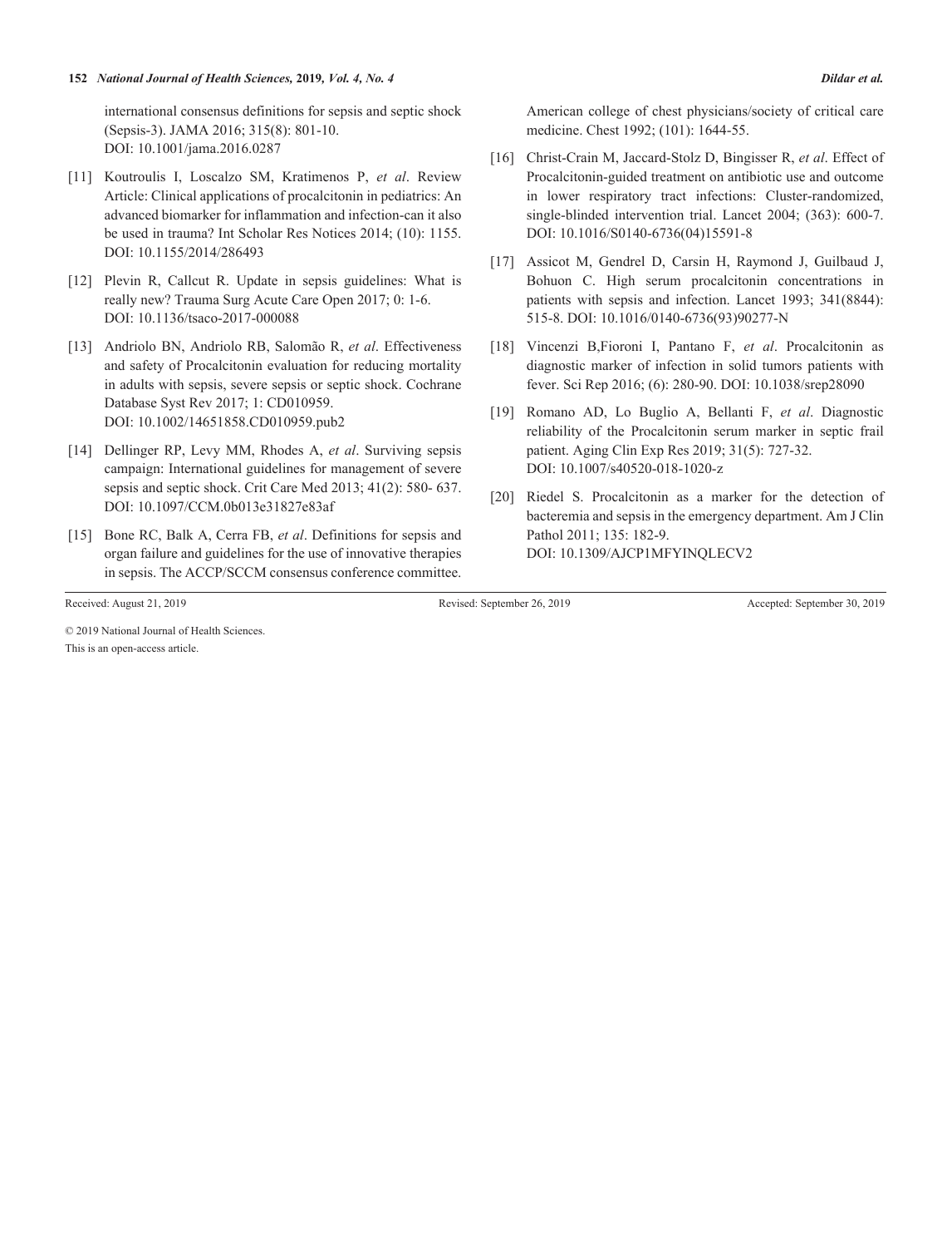international consensus definitions for sepsis and septic shock (Sepsis-3). JAMA 2016; 315(8): 801-10. DOI: 10.1001/jama.2016.0287

[11] Koutroulis I, Loscalzo SM, Kratimenos P, *et al*. Review Article: Clinical applications of procalcitonin in pediatrics: An advanced biomarker for inflammation and infection-can it also be used in trauma? Int Scholar Res Notices 2014; (10): 1155. DOI: 10.1155/2014/286493

[12] Plevin R, Callcut R. Update in sepsis guidelines: What is really new? Trauma Surg Acute Care Open 2017; 0: 1-6. DOI: 10.1136/tsaco-2017-000088

[13] Andriolo BN, Andriolo RB, Salomão R, *et al*. Effectiveness and safety of Procalcitonin evaluation for reducing mortality in adults with sepsis, severe sepsis or septic shock. Cochrane Database Syst Rev 2017; 1: CD010959. DOI: 10.1002/14651858.CD010959.pub2

[14] Dellinger RP, Levy MM, Rhodes A, *et al*. Surviving sepsis campaign: International guidelines for management of severe sepsis and septic shock. Crit Care Med 2013; 41(2): 580- 637. DOI: 10.1097/CCM.0b013e31827e83af

[15] Bone RC, Balk A, Cerra FB, *et al*. Definitions for sepsis and organ failure and guidelines for the use of innovative therapies in sepsis. The ACCP/SCCM consensus conference committee. American college of chest physicians/society of critical care medicine. Chest 1992; (101): 1644-55.

[16] Christ-Crain M, Jaccard-Stolz D, Bingisser R, *et al*. Effect of Procalcitonin-guided treatment on antibiotic use and outcome in lower respiratory tract infections: Cluster-randomized, single-blinded intervention trial. Lancet 2004; (363): 600-7. DOI: 10.1016/S0140-6736(04)15591-8

[17] Assicot M, Gendrel D, Carsin H, Raymond J, Guilbaud J, Bohuon C. High serum procalcitonin concentrations in patients with sepsis and infection. Lancet 1993; 341(8844): 515-8. DOI: 10.1016/0140-6736(93)90277-N

[18] Vincenzi B,Fioroni I, Pantano F, *et al*. Procalcitonin as diagnostic marker of infection in solid tumors patients with fever. Sci Rep 2016; (6): 280-90. DOI: 10.1038/srep28090

[19] Romano AD, Lo Buglio A, Bellanti F, *et al*. Diagnostic reliability of the Procalcitonin serum marker in septic frail patient. Aging Clin Exp Res 2019; 31(5): 727-32. DOI: 10.1007/s40520-018-1020-z

[20] Riedel S. Procalcitonin as a marker for the detection of bacteremia and sepsis in the emergency department. Am J Clin Pathol 2011; 135: 182-9. DOI: 10.1309/AJCP1MFYINQLECV2

Received: August 21, 2019 Revised: September 26, 2019 Accepted: September 30, 2019

© 2019 National Journal of Health Sciences.
This is an open-access article.